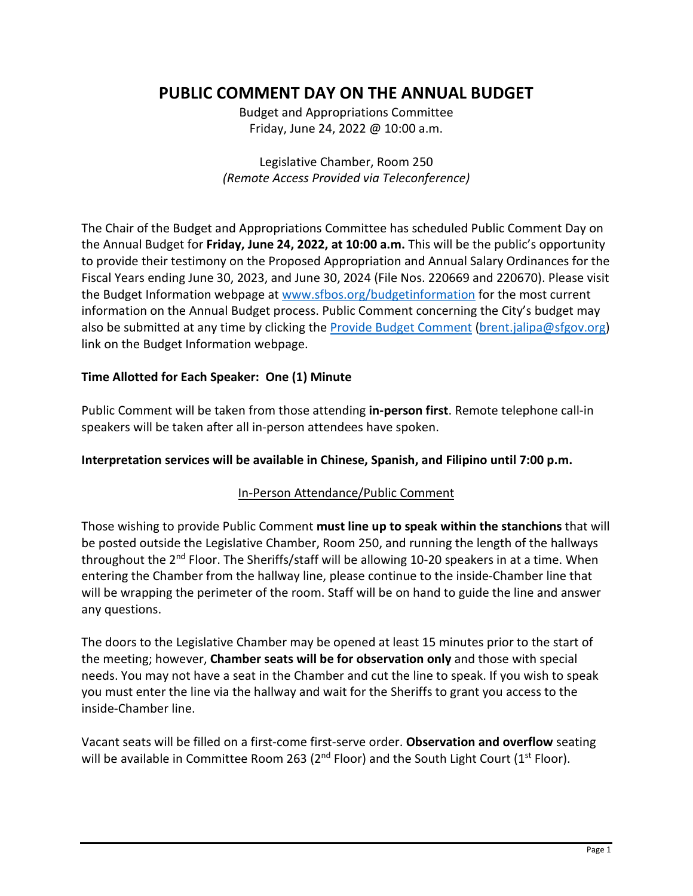# PUBLIC COMMENT DAY ON THE ANNUAL BUDGET

Budget and Appropriations Committee
Friday, June 24, 2022 @ 10:00 a.m.

Legislative Chamber, Room 250
*(Remote Access Provided via Teleconference)*

The Chair of the Budget and Appropriations Committee has scheduled Public Comment Day on the Annual Budget for **Friday, June 24, 2022, at 10:00 a.m.** This will be the public's opportunity to provide their testimony on the Proposed Appropriation and Annual Salary Ordinances for the Fiscal Years ending June 30, 2023, and June 30, 2024 (File Nos. 220669 and 220670). Please visit the Budget Information webpage at [www.sfbos.org/budgetinformation](www.sfbos.org/budgetinformation) for the most current information on the Annual Budget process. Public Comment concerning the City's budget may also be submitted at any time by clicking the Provide Budget Comment ([brent.jalipa@sfgov.org](mailto:brent.jalipa@sfgov.org)) link on the Budget Information webpage.

**Time Allotted for Each Speaker: One (1) Minute**

Public Comment will be taken from those attending **in-person first**. Remote telephone call-in speakers will be taken after all in-person attendees have spoken.

**Interpretation services will be available in Chinese, Spanish, and Filipino until 7:00 p.m.**

## In-Person Attendance/Public Comment

Those wishing to provide Public Comment **must line up to speak within the stanchions** that will be posted outside the Legislative Chamber, Room 250, and running the length of the hallways throughout the 2nd Floor. The Sheriffs/staff will be allowing 10-20 speakers in at a time. When entering the Chamber from the hallway line, please continue to the inside-Chamber line that will be wrapping the perimeter of the room. Staff will be on hand to guide the line and answer any questions.

The doors to the Legislative Chamber may be opened at least 15 minutes prior to the start of the meeting; however, **Chamber seats will be for observation only** and those with special needs. You may not have a seat in the Chamber and cut the line to speak. If you wish to speak you must enter the line via the hallway and wait for the Sheriffs to grant you access to the inside-Chamber line.

Vacant seats will be filled on a first-come first-serve order. **Observation and overflow** seating will be available in Committee Room 263 (2nd Floor) and the South Light Court (1st Floor).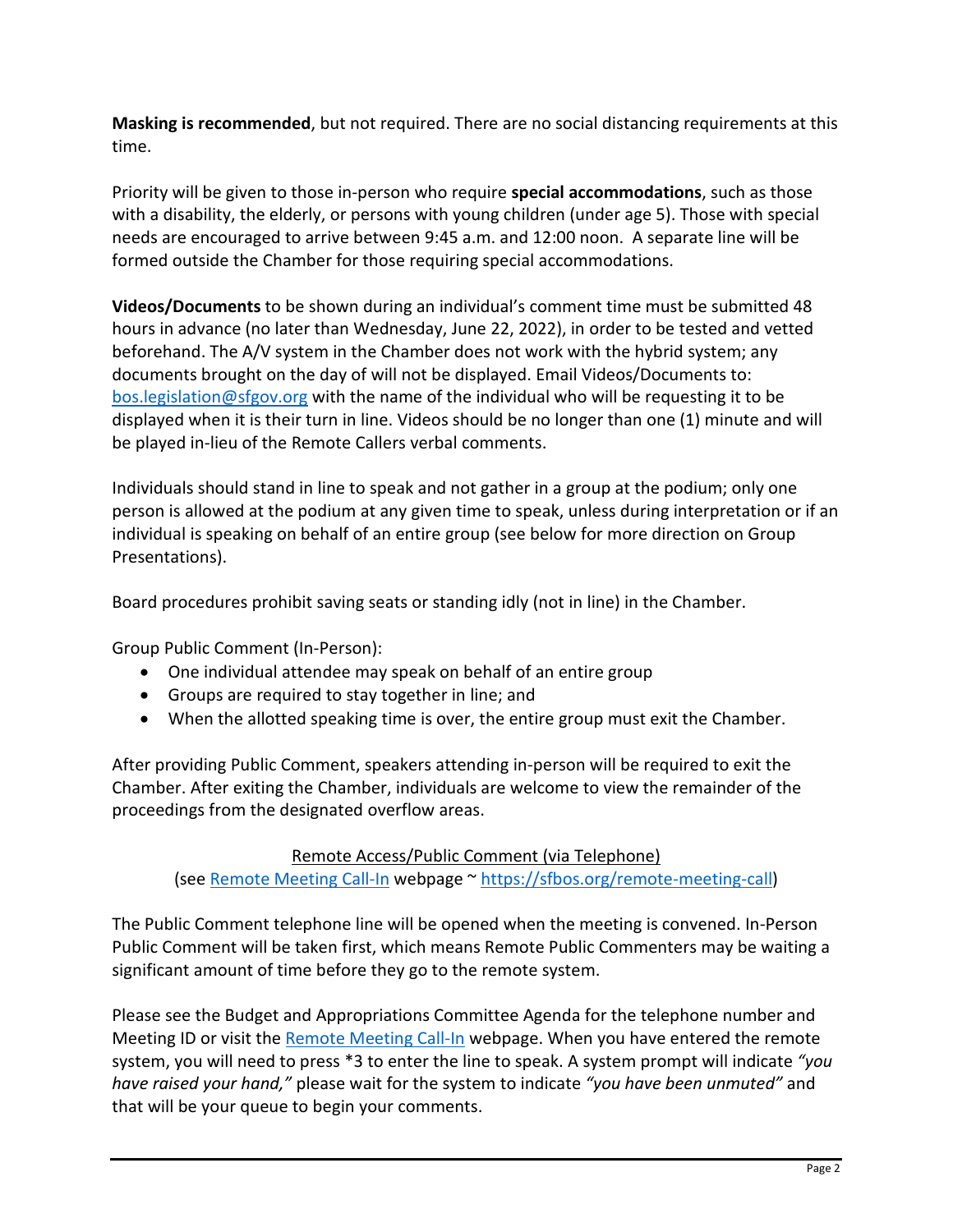**Masking is recommended**, but not required. There are no social distancing requirements at this time.

Priority will be given to those in-person who require **special accommodations**, such as those with a disability, the elderly, or persons with young children (under age 5). Those with special needs are encouraged to arrive between 9:45 a.m. and 12:00 noon. A separate line will be formed outside the Chamber for those requiring special accommodations.

**Videos/Documents** to be shown during an individual's comment time must be submitted 48 hours in advance (no later than Wednesday, June 22, 2022), in order to be tested and vetted beforehand. The A/V system in the Chamber does not work with the hybrid system; any documents brought on the day of will not be displayed. Email Videos/Documents to: [bos.legislation@sfgov.org](mailto:bos.legislation@sfgov.org) with the name of the individual who will be requesting it to be displayed when it is their turn in line. Videos should be no longer than one (1) minute and will be played in-lieu of the Remote Callers verbal comments.

Individuals should stand in line to speak and not gather in a group at the podium; only one person is allowed at the podium at any given time to speak, unless during interpretation or if an individual is speaking on behalf of an entire group (see below for more direction on Group Presentations).

Board procedures prohibit saving seats or standing idly (not in line) in the Chamber.

Group Public Comment (In-Person):

- One individual attendee may speak on behalf of an entire group
- Groups are required to stay together in line; and
- When the allotted speaking time is over, the entire group must exit the Chamber.

After providing Public Comment, speakers attending in-person will be required to exit the Chamber. After exiting the Chamber, individuals are welcome to view the remainder of the proceedings from the designated overflow areas.

<u>Remote Access/Public Comment (via Telephone)</u>

(see [Remote Meeting Call-In](https://sfbos.org/remote-meeting-call) webpage ~ https://sfbos.org/remote-meeting-call)

The Public Comment telephone line will be opened when the meeting is convened. In-Person Public Comment will be taken first, which means Remote Public Commenters may be waiting a significant amount of time before they go to the remote system.

Please see the Budget and Appropriations Committee Agenda for the telephone number and Meeting ID or visit the [Remote Meeting Call-In](https://sfbos.org/remote-meeting-call) webpage. When you have entered the remote system, you will need to press *3 to enter the line to speak. A system prompt will indicate *"you have raised your hand,"* please wait for the system to indicate *"you have been unmuted"* and that will be your queue to begin your comments.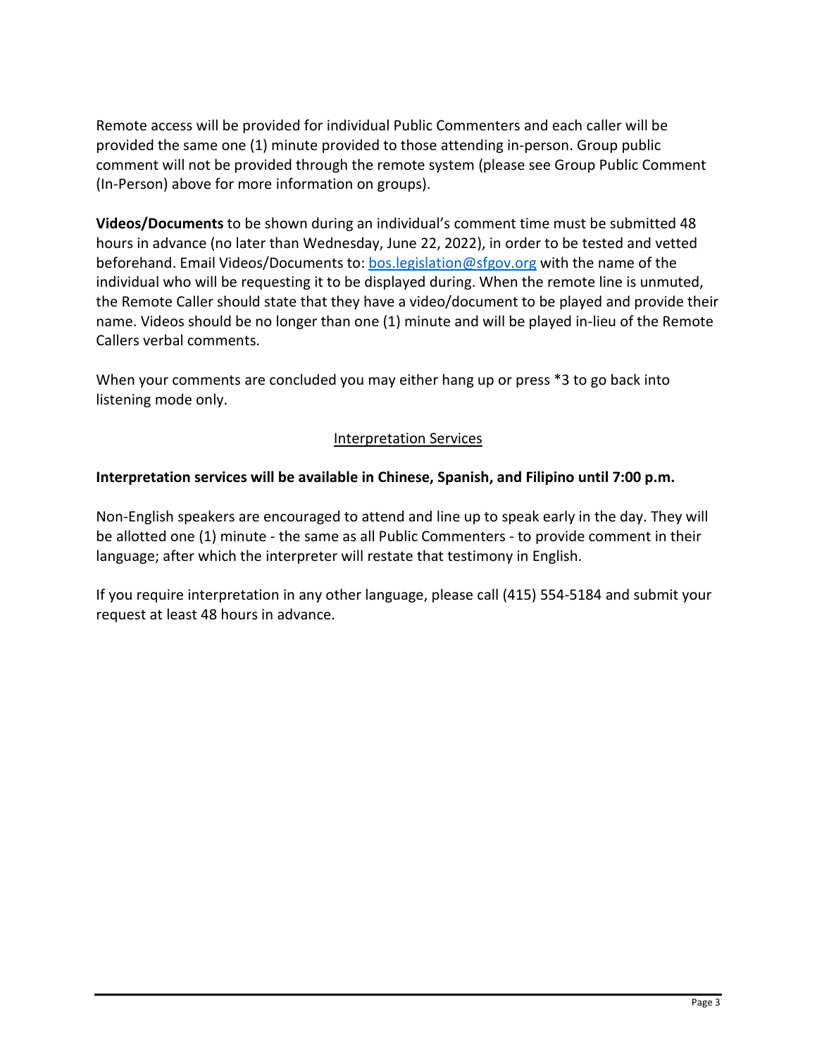Remote access will be provided for individual Public Commenters and each caller will be provided the same one (1) minute provided to those attending in-person. Group public comment will not be provided through the remote system (please see Group Public Comment (In-Person) above for more information on groups).

**Videos/Documents** to be shown during an individual's comment time must be submitted 48 hours in advance (no later than Wednesday, June 22, 2022), in order to be tested and vetted beforehand. Email Videos/Documents to: bos.legislation@sfgov.org with the name of the individual who will be requesting it to be displayed during. When the remote line is unmuted, the Remote Caller should state that they have a video/document to be played and provide their name. Videos should be no longer than one (1) minute and will be played in-lieu of the Remote Callers verbal comments.

When your comments are concluded you may either hang up or press *3 to go back into listening mode only.

## Interpretation Services

**Interpretation services will be available in Chinese, Spanish, and Filipino until 7:00 p.m.**

Non-English speakers are encouraged to attend and line up to speak early in the day. They will be allotted one (1) minute - the same as all Public Commenters - to provide comment in their language; after which the interpreter will restate that testimony in English.

If you require interpretation in any other language, please call (415) 554-5184 and submit your request at least 48 hours in advance.